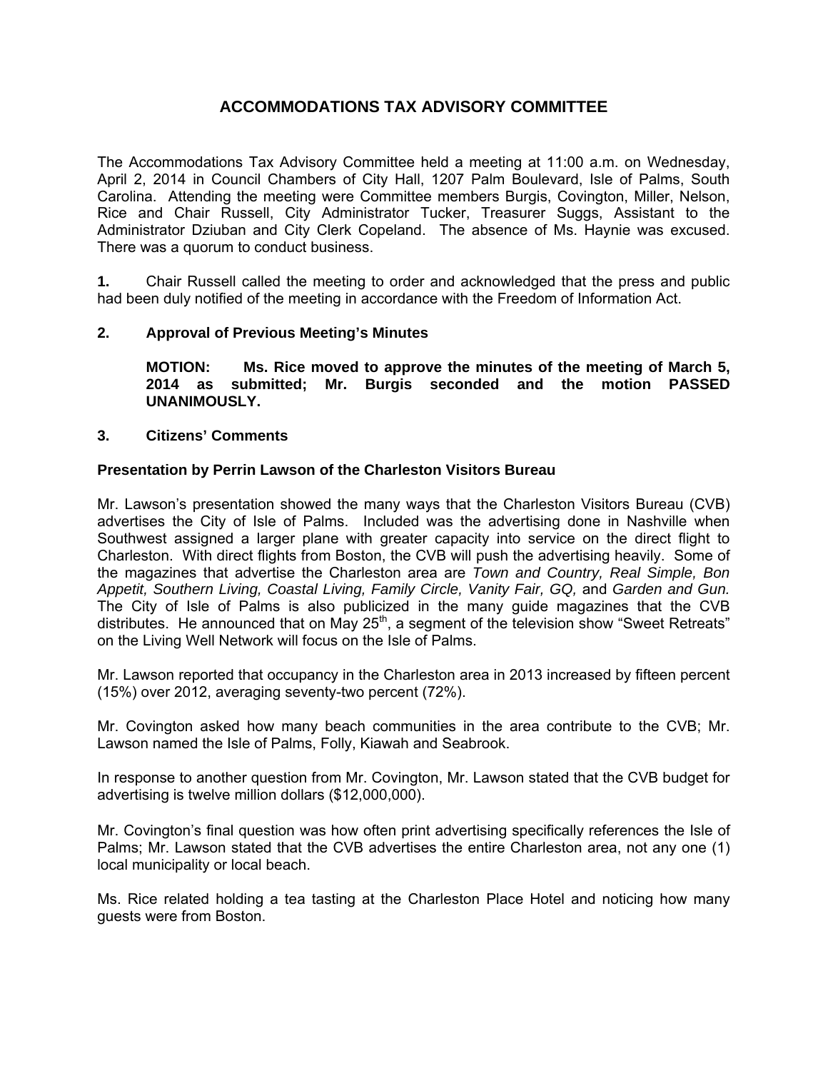# ACCOMMODATIONS TAX ADVISORY COMMITTEE

The Accommodations Tax Advisory Committee held a meeting at 11:00 a.m. on Wednesday, April 2, 2014 in Council Chambers of City Hall, 1207 Palm Boulevard, Isle of Palms, South Carolina. Attending the meeting were Committee members Burgis, Covington, Miller, Nelson, Rice and Chair Russell, City Administrator Tucker, Treasurer Suggs, Assistant to the Administrator Dziuban and City Clerk Copeland. The absence of Ms. Haynie was excused. There was a quorum to conduct business.

**1.** Chair Russell called the meeting to order and acknowledged that the press and public had been duly notified of the meeting in accordance with the Freedom of Information Act.

**2. Approval of Previous Meeting's Minutes**

**MOTION: Ms. Rice moved to approve the minutes of the meeting of March 5, 2014 as submitted; Mr. Burgis seconded and the motion PASSED UNANIMOUSLY.**

**3. Citizens' Comments**

**Presentation by Perrin Lawson of the Charleston Visitors Bureau**

Mr. Lawson's presentation showed the many ways that the Charleston Visitors Bureau (CVB) advertises the City of Isle of Palms. Included was the advertising done in Nashville when Southwest assigned a larger plane with greater capacity into service on the direct flight to Charleston. With direct flights from Boston, the CVB will push the advertising heavily. Some of the magazines that advertise the Charleston area are *Town and Country, Real Simple, Bon Appetit, Southern Living, Coastal Living, Family Circle, Vanity Fair, GQ,* and *Garden and Gun.* The City of Isle of Palms is also publicized in the many guide magazines that the CVB distributes. He announced that on May 25th, a segment of the television show "Sweet Retreats" on the Living Well Network will focus on the Isle of Palms.

Mr. Lawson reported that occupancy in the Charleston area in 2013 increased by fifteen percent (15%) over 2012, averaging seventy-two percent (72%).

Mr. Covington asked how many beach communities in the area contribute to the CVB; Mr. Lawson named the Isle of Palms, Folly, Kiawah and Seabrook.

In response to another question from Mr. Covington, Mr. Lawson stated that the CVB budget for advertising is twelve million dollars ($12,000,000).

Mr. Covington's final question was how often print advertising specifically references the Isle of Palms; Mr. Lawson stated that the CVB advertises the entire Charleston area, not any one (1) local municipality or local beach.

Ms. Rice related holding a tea tasting at the Charleston Place Hotel and noticing how many guests were from Boston.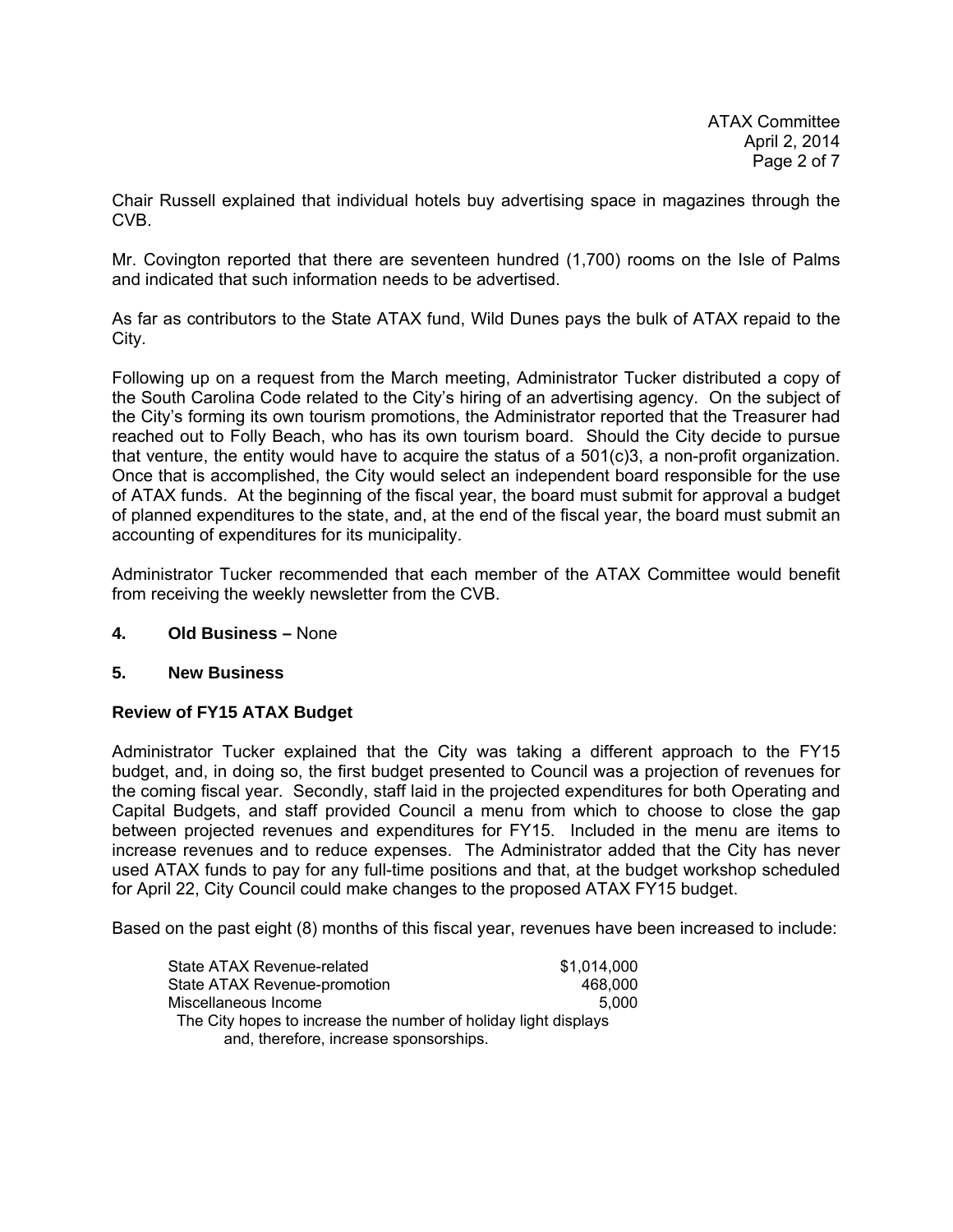Chair Russell explained that individual hotels buy advertising space in magazines through the CVB.

Mr. Covington reported that there are seventeen hundred (1,700) rooms on the Isle of Palms and indicated that such information needs to be advertised.

As far as contributors to the State ATAX fund, Wild Dunes pays the bulk of ATAX repaid to the City.

Following up on a request from the March meeting, Administrator Tucker distributed a copy of the South Carolina Code related to the City's hiring of an advertising agency. On the subject of the City's forming its own tourism promotions, the Administrator reported that the Treasurer had reached out to Folly Beach, who has its own tourism board. Should the City decide to pursue that venture, the entity would have to acquire the status of a 501(c)3, a non-profit organization. Once that is accomplished, the City would select an independent board responsible for the use of ATAX funds. At the beginning of the fiscal year, the board must submit for approval a budget of planned expenditures to the state, and, at the end of the fiscal year, the board must submit an accounting of expenditures for its municipality.

Administrator Tucker recommended that each member of the ATAX Committee would benefit from receiving the weekly newsletter from the CVB.

**4. Old Business –** None

**5. New Business**

**Review of FY15 ATAX Budget**

Administrator Tucker explained that the City was taking a different approach to the FY15 budget, and, in doing so, the first budget presented to Council was a projection of revenues for the coming fiscal year. Secondly, staff laid in the projected expenditures for both Operating and Capital Budgets, and staff provided Council a menu from which to choose to close the gap between projected revenues and expenditures for FY15. Included in the menu are items to increase revenues and to reduce expenses. The Administrator added that the City has never used ATAX funds to pay for any full-time positions and that, at the budget workshop scheduled for April 22, City Council could make changes to the proposed ATAX FY15 budget.

Based on the past eight (8) months of this fiscal year, revenues have been increased to include:

| | |
|---|---|
| State ATAX Revenue-related | $1,014,000 |
| State ATAX Revenue-promotion | 468,000 |
| Miscellaneous Income | 5,000 |

The City hopes to increase the number of holiday light displays and, therefore, increase sponsorships.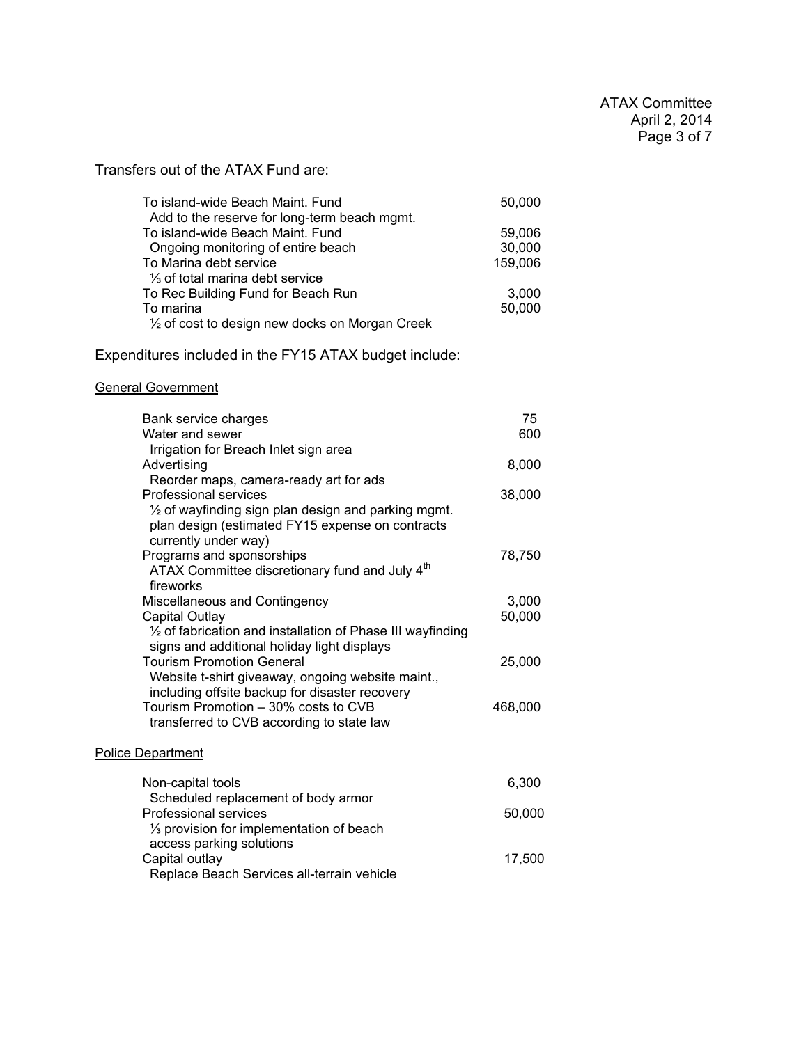Transfers out of the ATAX Fund are:

| | |
|---|---|
| To island-wide Beach Maint. Fund<br>Add to the reserve for long-term beach mgmt. | 50,000 |
| To island-wide Beach Maint. Fund<br>Ongoing monitoring of entire beach | 59,006<br>30,000 |
| To Marina debt service<br>⅓ of total marina debt service | 159,006 |
| To Rec Building Fund for Beach Run | 3,000 |
| To marina<br>½ of cost to design new docks on Morgan Creek | 50,000 |

Expenditures included in the FY15 ATAX budget include:

<u>General Government</u>

| | |
|---|---|
| Bank service charges | 75 |
| Water and sewer<br>Irrigation for Breach Inlet sign area | 600 |
| Advertising<br>Reorder maps, camera-ready art for ads | 8,000 |
| Professional services<br>½ of wayfinding sign plan design and parking mgmt. plan design (estimated FY15 expense on contracts currently under way) | 38,000 |
| Programs and sponsorships<br>ATAX Committee discretionary fund and July 4th fireworks | 78,750 |
| Miscellaneous and Contingency | 3,000 |
| Capital Outlay<br>½ of fabrication and installation of Phase III wayfinding signs and additional holiday light displays | 50,000 |
| Tourism Promotion General<br>Website t-shirt giveaway, ongoing website maint., including offsite backup for disaster recovery | 25,000 |
| Tourism Promotion – 30% costs to CVB<br>transferred to CVB according to state law | 468,000 |

<u>Police Department</u>

| | |
|---|---|
| Non-capital tools<br>Scheduled replacement of body armor | 6,300 |
| Professional services<br>⅓ provision for implementation of beach access parking solutions | 50,000 |
| Capital outlay<br>Replace Beach Services all-terrain vehicle | 17,500 |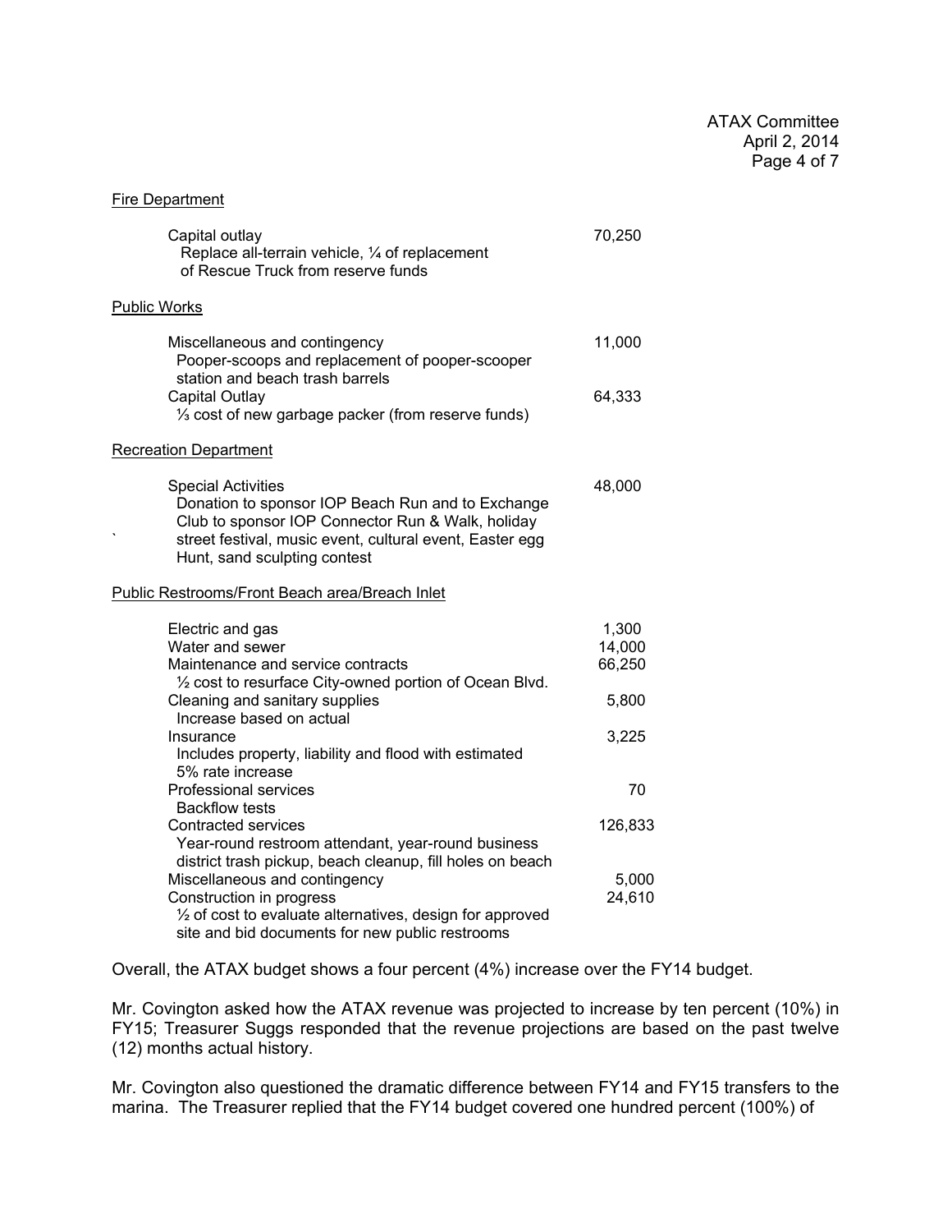<u>Fire Department</u>

| | |
|---|---|
| Capital outlay<br>Replace all-terrain vehicle, ¼ of replacement of Rescue Truck from reserve funds | 70,250 |

<u>Public Works</u>

| | |
|---|---|
| Miscellaneous and contingency<br>Pooper-scoops and replacement of pooper-scooper station and beach trash barrels | 11,000 |
| Capital Outlay<br>⅓ cost of new garbage packer (from reserve funds) | 64,333 |

<u>Recreation Department</u>

| | |
|---|---|
| Special Activities<br>Donation to sponsor IOP Beach Run and to Exchange Club to sponsor IOP Connector Run & Walk, holiday street festival, music event, cultural event, Easter egg Hunt, sand sculpting contest | 48,000 |

<u>Public Restrooms/Front Beach area/Breach Inlet</u>

| | |
|---|---|
| Electric and gas | 1,300 |
| Water and sewer | 14,000 |
| Maintenance and service contracts<br>½ cost to resurface City-owned portion of Ocean Blvd. | 66,250 |
| Cleaning and sanitary supplies<br>Increase based on actual | 5,800 |
| Insurance<br>Includes property, liability and flood with estimated 5% rate increase | 3,225 |
| Professional services<br>Backflow tests | 70 |
| Contracted services<br>Year-round restroom attendant, year-round business district trash pickup, beach cleanup, fill holes on beach | 126,833 |
| Miscellaneous and contingency | 5,000 |
| Construction in progress<br>½ of cost to evaluate alternatives, design for approved site and bid documents for new public restrooms | 24,610 |

Overall, the ATAX budget shows a four percent (4%) increase over the FY14 budget.

Mr. Covington asked how the ATAX revenue was projected to increase by ten percent (10%) in FY15; Treasurer Suggs responded that the revenue projections are based on the past twelve (12) months actual history.

Mr. Covington also questioned the dramatic difference between FY14 and FY15 transfers to the marina. The Treasurer replied that the FY14 budget covered one hundred percent (100%) of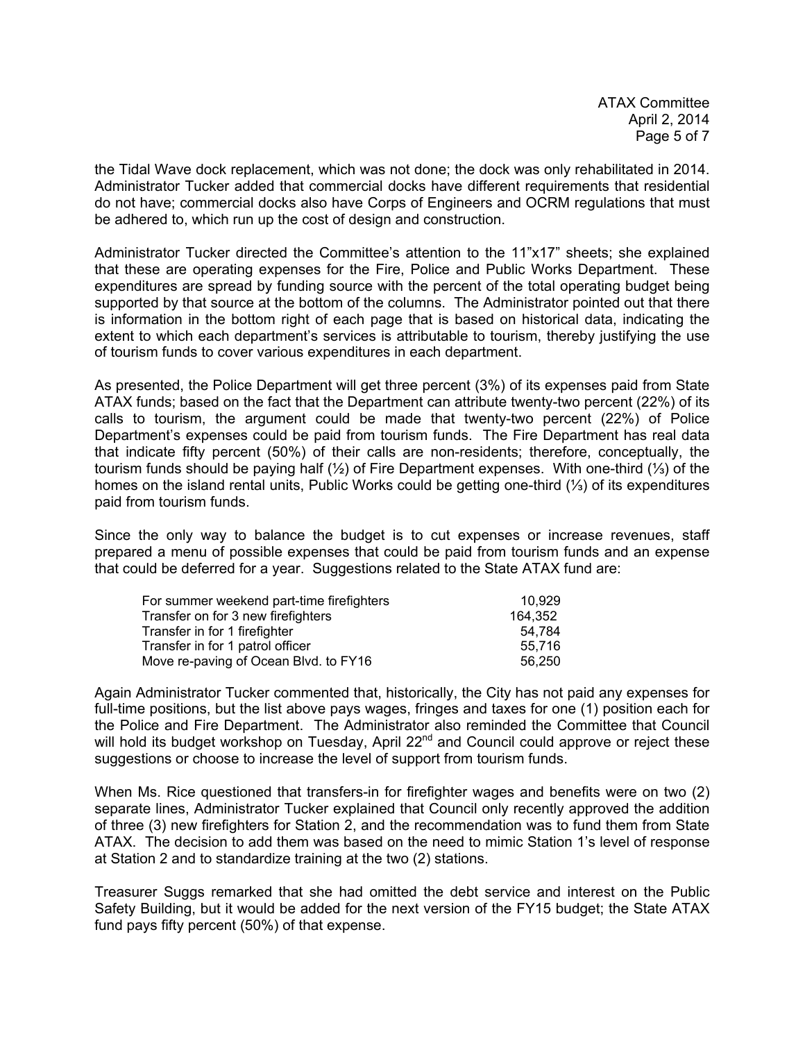the Tidal Wave dock replacement, which was not done; the dock was only rehabilitated in 2014. Administrator Tucker added that commercial docks have different requirements that residential do not have; commercial docks also have Corps of Engineers and OCRM regulations that must be adhered to, which run up the cost of design and construction.

Administrator Tucker directed the Committee's attention to the 11"x17" sheets; she explained that these are operating expenses for the Fire, Police and Public Works Department. These expenditures are spread by funding source with the percent of the total operating budget being supported by that source at the bottom of the columns. The Administrator pointed out that there is information in the bottom right of each page that is based on historical data, indicating the extent to which each department's services is attributable to tourism, thereby justifying the use of tourism funds to cover various expenditures in each department.

As presented, the Police Department will get three percent (3%) of its expenses paid from State ATAX funds; based on the fact that the Department can attribute twenty-two percent (22%) of its calls to tourism, the argument could be made that twenty-two percent (22%) of Police Department's expenses could be paid from tourism funds. The Fire Department has real data that indicate fifty percent (50%) of their calls are non-residents; therefore, conceptually, the tourism funds should be paying half (½) of Fire Department expenses. With one-third (⅓) of the homes on the island rental units, Public Works could be getting one-third (⅓) of its expenditures paid from tourism funds.

Since the only way to balance the budget is to cut expenses or increase revenues, staff prepared a menu of possible expenses that could be paid from tourism funds and an expense that could be deferred for a year. Suggestions related to the State ATAX fund are:

| | |
|---|---|
| For summer weekend part-time firefighters | 10,929 |
| Transfer on for 3 new firefighters | 164,352 |
| Transfer in for 1 firefighter | 54,784 |
| Transfer in for 1 patrol officer | 55,716 |
| Move re-paving of Ocean Blvd. to FY16 | 56,250 |

Again Administrator Tucker commented that, historically, the City has not paid any expenses for full-time positions, but the list above pays wages, fringes and taxes for one (1) position each for the Police and Fire Department. The Administrator also reminded the Committee that Council will hold its budget workshop on Tuesday, April 22nd and Council could approve or reject these suggestions or choose to increase the level of support from tourism funds.

When Ms. Rice questioned that transfers-in for firefighter wages and benefits were on two (2) separate lines, Administrator Tucker explained that Council only recently approved the addition of three (3) new firefighters for Station 2, and the recommendation was to fund them from State ATAX. The decision to add them was based on the need to mimic Station 1's level of response at Station 2 and to standardize training at the two (2) stations.

Treasurer Suggs remarked that she had omitted the debt service and interest on the Public Safety Building, but it would be added for the next version of the FY15 budget; the State ATAX fund pays fifty percent (50%) of that expense.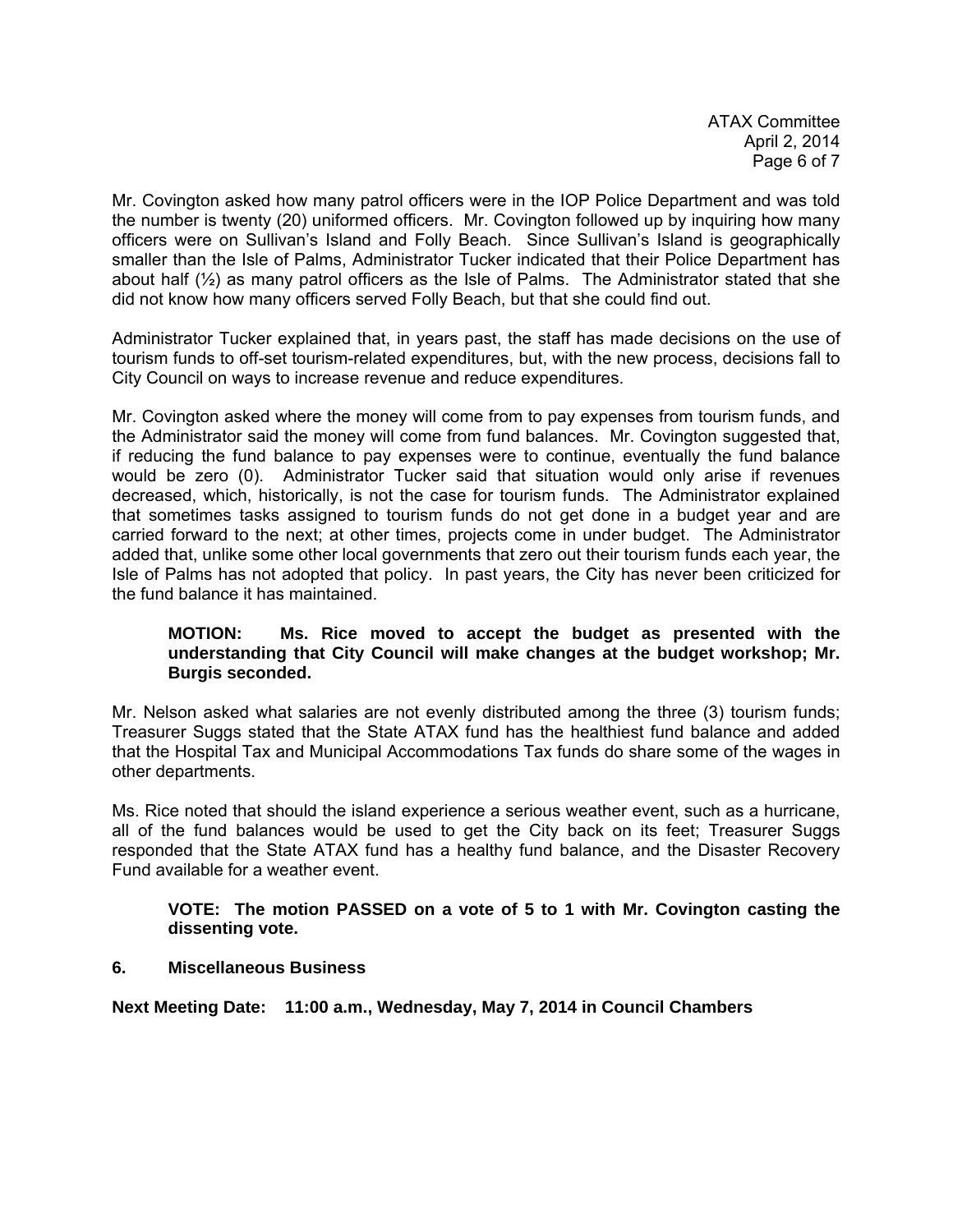Mr. Covington asked how many patrol officers were in the IOP Police Department and was told the number is twenty (20) uniformed officers. Mr. Covington followed up by inquiring how many officers were on Sullivan's Island and Folly Beach. Since Sullivan's Island is geographically smaller than the Isle of Palms, Administrator Tucker indicated that their Police Department has about half (½) as many patrol officers as the Isle of Palms. The Administrator stated that she did not know how many officers served Folly Beach, but that she could find out.

Administrator Tucker explained that, in years past, the staff has made decisions on the use of tourism funds to off-set tourism-related expenditures, but, with the new process, decisions fall to City Council on ways to increase revenue and reduce expenditures.

Mr. Covington asked where the money will come from to pay expenses from tourism funds, and the Administrator said the money will come from fund balances. Mr. Covington suggested that, if reducing the fund balance to pay expenses were to continue, eventually the fund balance would be zero (0). Administrator Tucker said that situation would only arise if revenues decreased, which, historically, is not the case for tourism funds. The Administrator explained that sometimes tasks assigned to tourism funds do not get done in a budget year and are carried forward to the next; at other times, projects come in under budget. The Administrator added that, unlike some other local governments that zero out their tourism funds each year, the Isle of Palms has not adopted that policy. In past years, the City has never been criticized for the fund balance it has maintained.

> **MOTION: Ms. Rice moved to accept the budget as presented with the understanding that City Council will make changes at the budget workshop; Mr. Burgis seconded.**

Mr. Nelson asked what salaries are not evenly distributed among the three (3) tourism funds; Treasurer Suggs stated that the State ATAX fund has the healthiest fund balance and added that the Hospital Tax and Municipal Accommodations Tax funds do share some of the wages in other departments.

Ms. Rice noted that should the island experience a serious weather event, such as a hurricane, all of the fund balances would be used to get the City back on its feet; Treasurer Suggs responded that the State ATAX fund has a healthy fund balance, and the Disaster Recovery Fund available for a weather event.

> **VOTE: The motion PASSED on a vote of 5 to 1 with Mr. Covington casting the dissenting vote.**

**6. Miscellaneous Business**

**Next Meeting Date: 11:00 a.m., Wednesday, May 7, 2014 in Council Chambers**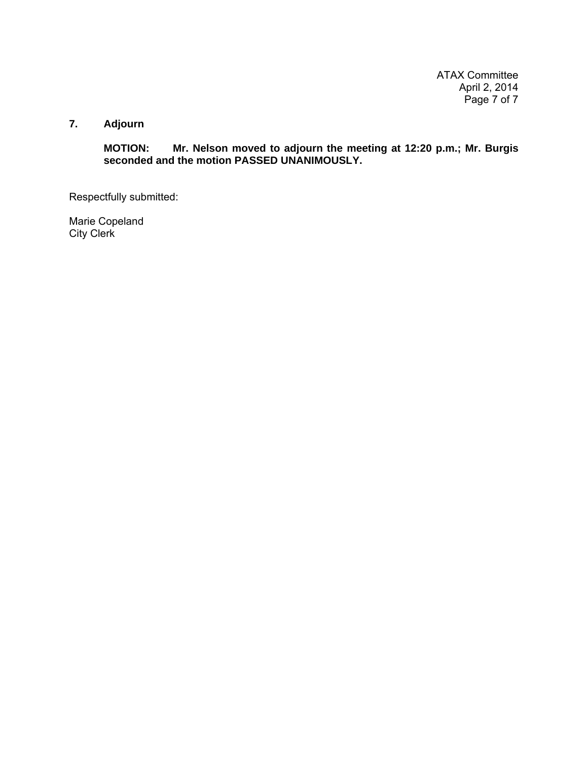## 7. Adjourn

**MOTION: Mr. Nelson moved to adjourn the meeting at 12:20 p.m.; Mr. Burgis seconded and the motion PASSED UNANIMOUSLY.**

Respectfully submitted:

Marie Copeland
City Clerk